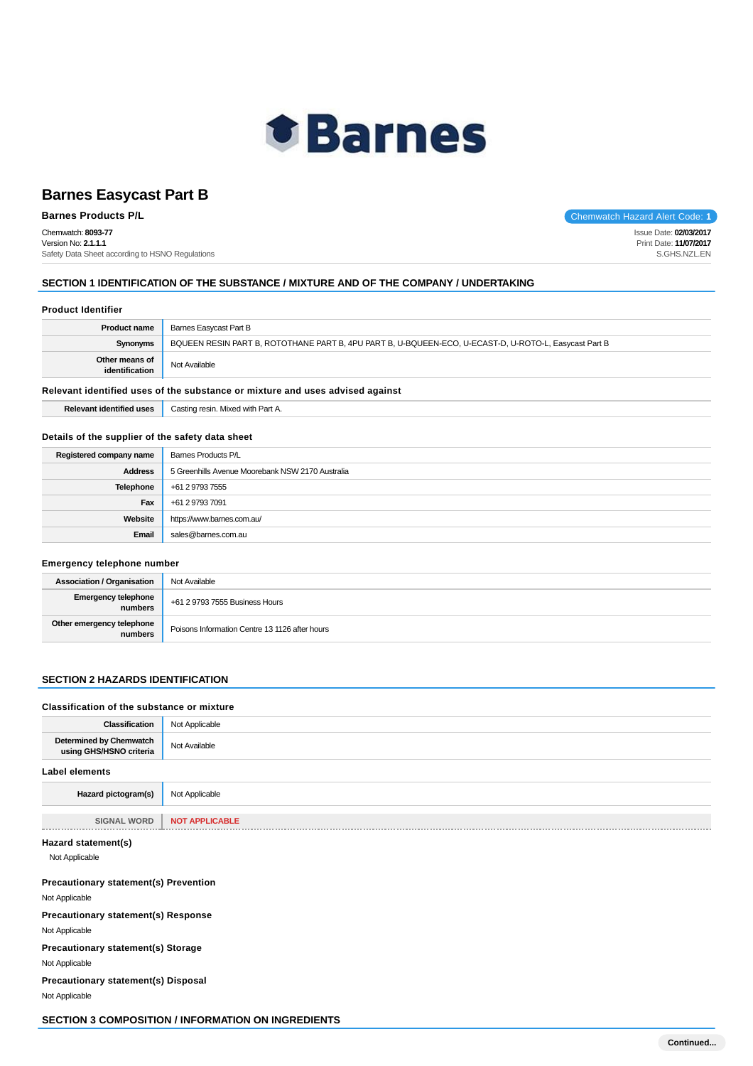# Barnes Easycast Part B

**Barnes Products P/L**

Chemwatch Hazard Alert Code: **1**

Chemwatch: **8093-77**
Version No: **2.1.1.1**
Safety Data Sheet according to HSNO Regulations

Issue Date: **02/03/2017**
Print Date: **11/07/2017**
S.GHS.NZL.EN

## SECTION 1 IDENTIFICATION OF THE SUBSTANCE / MIXTURE AND OF THE COMPANY / UNDERTAKING

### Product Identifier

| | |
|---|---|
| **Product name** | Barnes Easycast Part B |
| **Synonyms** | BQUEEN RESIN PART B, ROTOTHANE PART B, 4PU PART B, U-BQUEEN-ECO, U-ECAST-D, U-ROTO-L, Easycast Part B |
| **Other means of identification** | Not Available |

### Relevant identified uses of the substance or mixture and uses advised against

| | |
|---|---|
| **Relevant identified uses** | Casting resin. Mixed with Part A. |

### Details of the supplier of the safety data sheet

| | |
|---|---|
| **Registered company name** | Barnes Products P/L |
| **Address** | 5 Greenhills Avenue Moorebank NSW 2170 Australia |
| **Telephone** | +61 2 9793 7555 |
| **Fax** | +61 2 9793 7091 |
| **Website** | https://www.barnes.com.au/ |
| **Email** | sales@barnes.com.au |

### Emergency telephone number

| | |
|---|---|
| **Association / Organisation** | Not Available |
| **Emergency telephone numbers** | +61 2 9793 7555 Business Hours |
| **Other emergency telephone numbers** | Poisons Information Centre 13 1126 after hours |

## SECTION 2 HAZARDS IDENTIFICATION

### Classification of the substance or mixture

| | |
|---|---|
| **Classification** | Not Applicable |
| **Determined by Chemwatch using GHS/HSNO criteria** | Not Available |

### Label elements

| | |
|---|---|
| **Hazard pictogram(s)** | Not Applicable |
| SIGNAL WORD | NOT APPLICABLE |

### Hazard statement(s)

Not Applicable

### Precautionary statement(s) Prevention

Not Applicable

### Precautionary statement(s) Response

Not Applicable

### Precautionary statement(s) Storage

Not Applicable

### Precautionary statement(s) Disposal

Not Applicable

## SECTION 3 COMPOSITION / INFORMATION ON INGREDIENTS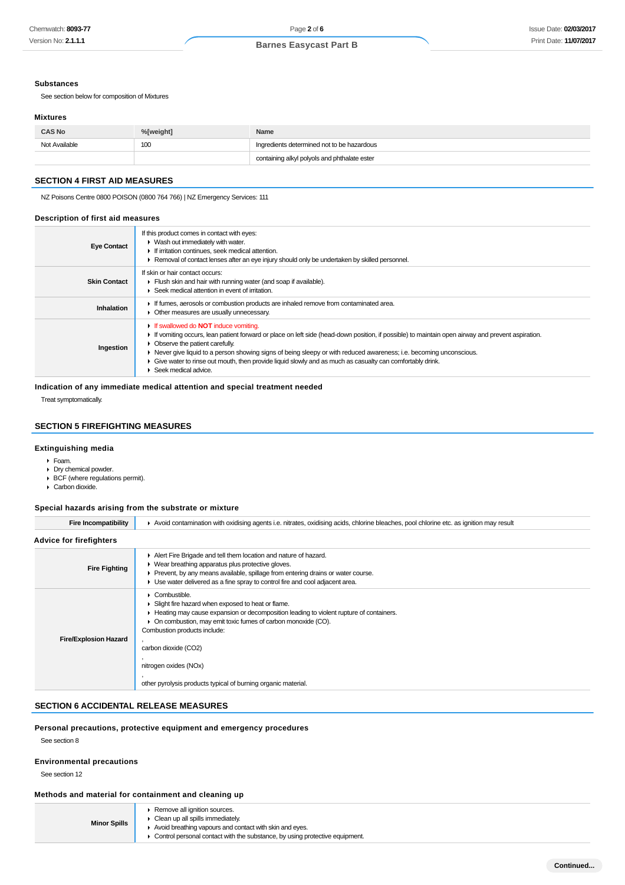### Substances

See section below for composition of Mixtures

### Mixtures

| CAS No | %[weight] | Name |
|---|---|---|
| Not Available | 100 | Ingredients determined not to be hazardous |
| | | containing alkyl polyols and phthalate ester |

## SECTION 4 FIRST AID MEASURES

NZ Poisons Centre 0800 POISON (0800 764 766) | NZ Emergency Services: 111

### Description of first aid measures

| | |
|---|---|
| **Eye Contact** | If this product comes in contact with eyes:<br>▶ Wash out immediately with water.<br>▶ If irritation continues, seek medical attention.<br>▶ Removal of contact lenses after an eye injury should only be undertaken by skilled personnel. |
| **Skin Contact** | If skin or hair contact occurs:<br>▶ Flush skin and hair with running water (and soap if available).<br>▶ Seek medical attention in event of irritation. |
| **Inhalation** | ▶ If fumes, aerosols or combustion products are inhaled remove from contaminated area.<br>▶ Other measures are usually unnecessary. |
| **Ingestion** | ▶ If swallowed do **NOT** induce vomiting.<br>▶ If vomiting occurs, lean patient forward or place on left side (head-down position, if possible) to maintain open airway and prevent aspiration.<br>▶ Observe the patient carefully.<br>▶ Never give liquid to a person showing signs of being sleepy or with reduced awareness; i.e. becoming unconscious.<br>▶ Give water to rinse out mouth, then provide liquid slowly and as much as casualty can comfortably drink.<br>▶ Seek medical advice. |

### Indication of any immediate medical attention and special treatment needed

Treat symptomatically.

## SECTION 5 FIREFIGHTING MEASURES

### Extinguishing media

- Foam.
- Dry chemical powder.
- BCF (where regulations permit).
- Carbon dioxide.

### Special hazards arising from the substrate or mixture

| | |
|---|---|
| **Fire Incompatibility** | ▶ Avoid contamination with oxidising agents i.e. nitrates, oxidising acids, chlorine bleaches, pool chlorine etc. as ignition may result |

### Advice for firefighters

| | |
|---|---|
| **Fire Fighting** | ▶ Alert Fire Brigade and tell them location and nature of hazard.<br>▶ Wear breathing apparatus plus protective gloves.<br>▶ Prevent, by any means available, spillage from entering drains or water course.<br>▶ Use water delivered as a fine spray to control fire and cool adjacent area. |
| **Fire/Explosion Hazard** | ▶ Combustible.<br>▶ Slight fire hazard when exposed to heat or flame.<br>▶ Heating may cause expansion or decomposition leading to violent rupture of containers.<br>▶ On combustion, may emit toxic fumes of carbon monoxide (CO).<br>Combustion products include:<br>,<br>carbon dioxide ($CO_2$)<br>,<br>nitrogen oxides ($NO_x$)<br>,<br>other pyrolysis products typical of burning organic material. |

## SECTION 6 ACCIDENTAL RELEASE MEASURES

### Personal precautions, protective equipment and emergency procedures

See section 8

### Environmental precautions

See section 12

### Methods and material for containment and cleaning up

| | |
|---|---|
| **Minor Spills** | ▶ Remove all ignition sources.<br>▶ Clean up all spills immediately.<br>▶ Avoid breathing vapours and contact with skin and eyes.<br>▶ Control personal contact with the substance, by using protective equipment. |

**Continued...**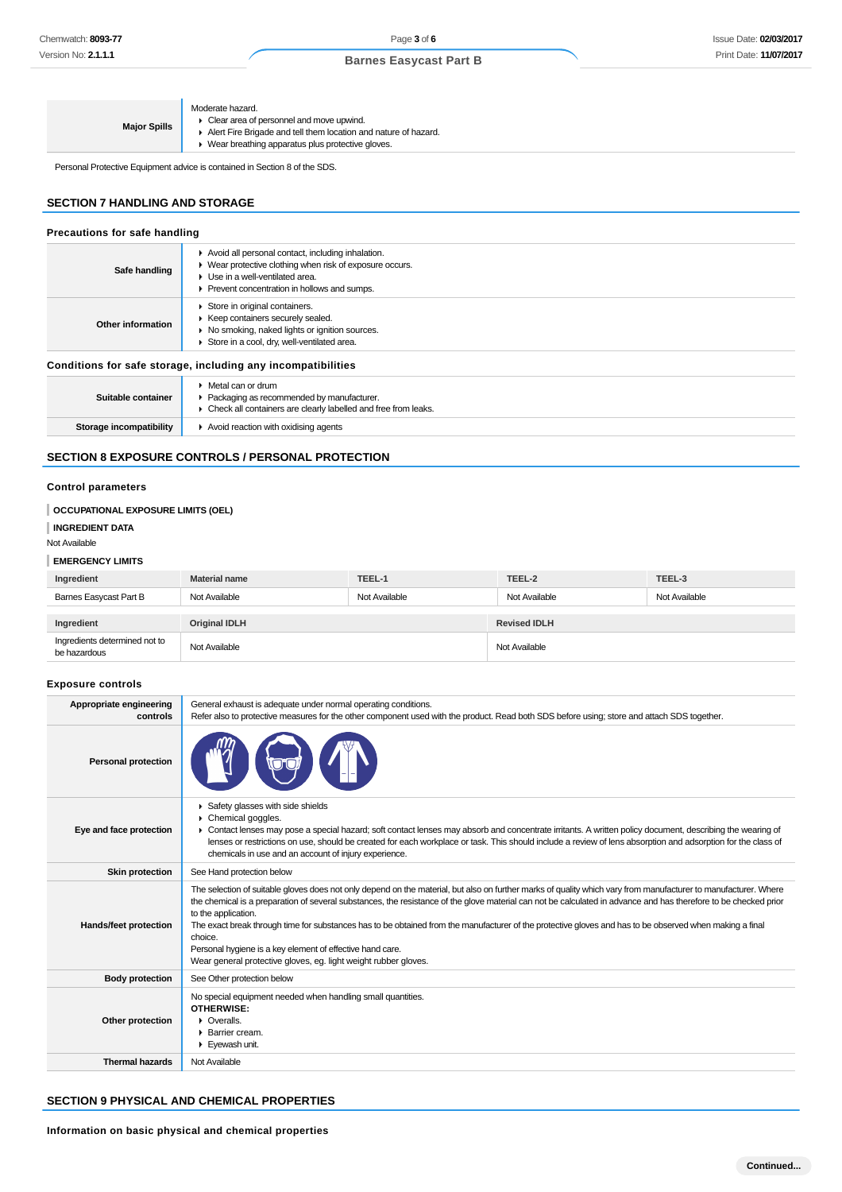| | |
|---|---|
| **Major Spills** | Moderate hazard.<br>▸ Clear area of personnel and move upwind.<br>▸ Alert Fire Brigade and tell them location and nature of hazard.<br>▸ Wear breathing apparatus plus protective gloves. |

Personal Protective Equipment advice is contained in Section 8 of the SDS.

## SECTION 7 HANDLING AND STORAGE

### Precautions for safe handling

| | |
|---|---|
| **Safe handling** | ▸ Avoid all personal contact, including inhalation.<br>▸ Wear protective clothing when risk of exposure occurs.<br>▸ Use in a well-ventilated area.<br>▸ Prevent concentration in hollows and sumps. |
| **Other information** | ▸ Store in original containers.<br>▸ Keep containers securely sealed.<br>▸ No smoking, naked lights or ignition sources.<br>▸ Store in a cool, dry, well-ventilated area. |

### Conditions for safe storage, including any incompatibilities

| | |
|---|---|
| **Suitable container** | ▸ Metal can or drum<br>▸ Packaging as recommended by manufacturer.<br>▸ Check all containers are clearly labelled and free from leaks. |
| **Storage incompatibility** | ▸ Avoid reaction with oxidising agents |

## SECTION 8 EXPOSURE CONTROLS / PERSONAL PROTECTION

### Control parameters

**OCCUPATIONAL EXPOSURE LIMITS (OEL)**

**INGREDIENT DATA**

Not Available

**EMERGENCY LIMITS**

| Ingredient | Material name | TEEL-1 | TEEL-2 | TEEL-3 |
|---|---|---|---|---|
| Barnes Easycast Part B | Not Available | Not Available | Not Available | Not Available |

| Ingredient | Original IDLH | Revised IDLH |
|---|---|---|
| Ingredients determined not to be hazardous | Not Available | Not Available |

### Exposure controls

| | |
|---|---|
| **Appropriate engineering controls** | General exhaust is adequate under normal operating conditions.<br>Refer also to protective measures for the other component used with the product. Read both SDS before using; store and attach SDS together. |
| **Personal protection** | |
| **Eye and face protection** | ▸ Safety glasses with side shields<br>▸ Chemical goggles.<br>▸ Contact lenses may pose a special hazard; soft contact lenses may absorb and concentrate irritants. A written policy document, describing the wearing of lenses or restrictions on use, should be created for each workplace or task. This should include a review of lens absorption and adsorption for the class of chemicals in use and an account of injury experience. |
| **Skin protection** | See Hand protection below |
| **Hands/feet protection** | The selection of suitable gloves does not only depend on the material, but also on further marks of quality which vary from manufacturer to manufacturer. Where the chemical is a preparation of several substances, the resistance of the glove material can not be calculated in advance and has therefore to be checked prior to the application.<br>The exact break through time for substances has to be obtained from the manufacturer of the protective gloves and has to be observed when making a final choice.<br>Personal hygiene is a key element of effective hand care.<br>Wear general protective gloves, eg. light weight rubber gloves. |
| **Body protection** | See Other protection below |
| **Other protection** | No special equipment needed when handling small quantities.<br>**OTHERWISE:**<br>▸ Overalls.<br>▸ Barrier cream.<br>▸ Eyewash unit. |
| **Thermal hazards** | Not Available |

## SECTION 9 PHYSICAL AND CHEMICAL PROPERTIES

### Information on basic physical and chemical properties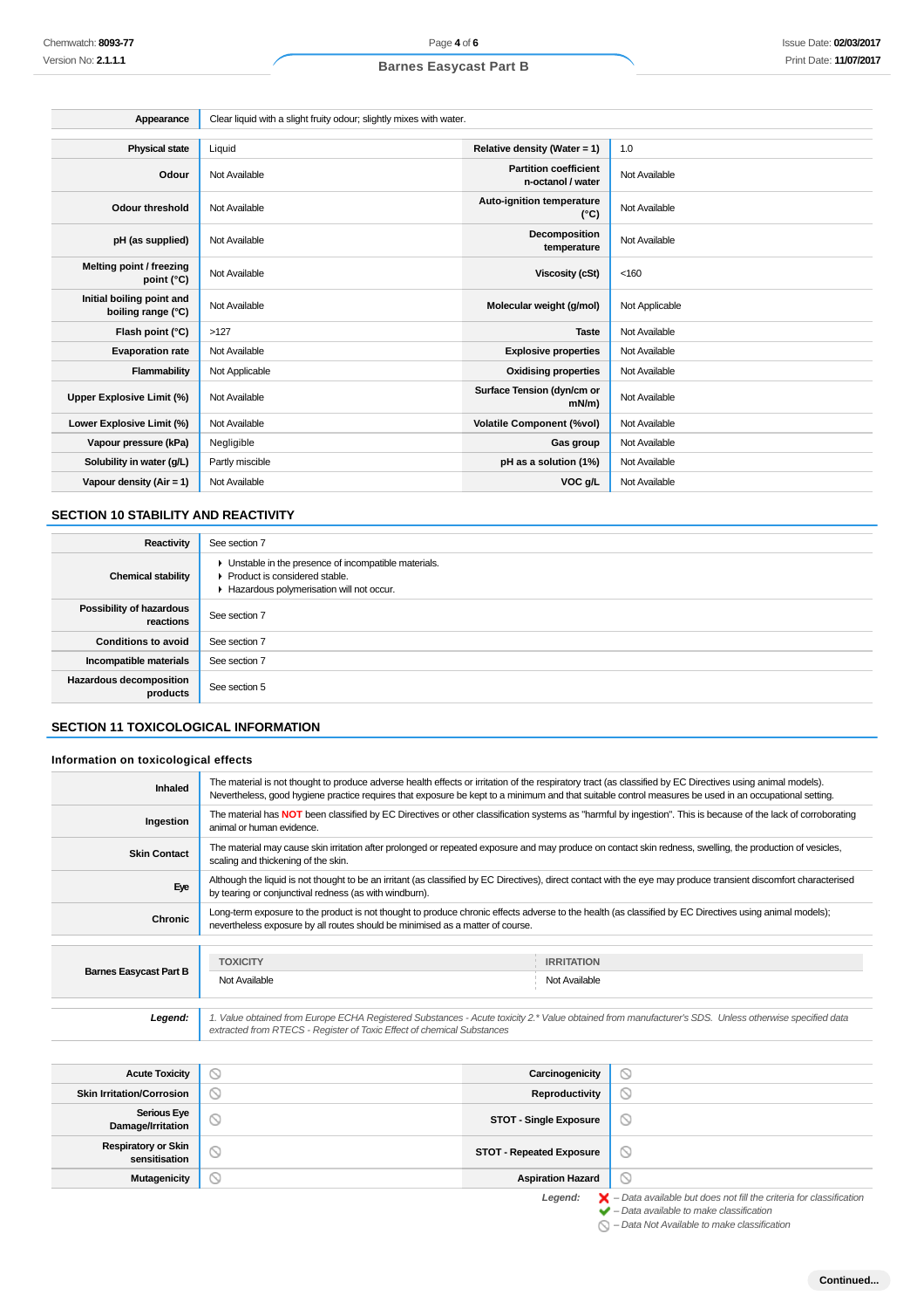| | |
|---|---|
| **Appearance** | Clear liquid with a slight fruity odour; slightly mixes with water. |

| | | | |
|---|---|---|---|
| **Physical state** | Liquid | **Relative density (Water = 1)** | 1.0 |
| **Odour** | Not Available | **Partition coefficient n-octanol / water** | Not Available |
| **Odour threshold** | Not Available | **Auto-ignition temperature (°C)** | Not Available |
| **pH (as supplied)** | Not Available | **Decomposition temperature** | Not Available |
| **Melting point / freezing point (°C)** | Not Available | **Viscosity (cSt)** | <160 |
| **Initial boiling point and boiling range (°C)** | Not Available | **Molecular weight (g/mol)** | Not Applicable |
| **Flash point (°C)** | >127 | **Taste** | Not Available |
| **Evaporation rate** | Not Available | **Explosive properties** | Not Available |
| **Flammability** | Not Applicable | **Oxidising properties** | Not Available |
| **Upper Explosive Limit (%)** | Not Available | **Surface Tension (dyn/cm or mN/m)** | Not Available |
| **Lower Explosive Limit (%)** | Not Available | **Volatile Component (%vol)** | Not Available |
| **Vapour pressure (kPa)** | Negligible | **Gas group** | Not Available |
| **Solubility in water (g/L)** | Partly miscible | **pH as a solution (1%)** | Not Available |
| **Vapour density (Air = 1)** | Not Available | **VOC g/L** | Not Available |

## SECTION 10 STABILITY AND REACTIVITY

| | |
|---|---|
| **Reactivity** | See section 7 |
| **Chemical stability** | ▸ Unstable in the presence of incompatible materials.<br>▸ Product is considered stable.<br>▸ Hazardous polymerisation will not occur. |
| **Possibility of hazardous reactions** | See section 7 |
| **Conditions to avoid** | See section 7 |
| **Incompatible materials** | See section 7 |
| **Hazardous decomposition products** | See section 5 |

## SECTION 11 TOXICOLOGICAL INFORMATION

### Information on toxicological effects

| | |
|---|---|
| **Inhaled** | The material is not thought to produce adverse health effects or irritation of the respiratory tract (as classified by EC Directives using animal models). Nevertheless, good hygiene practice requires that exposure be kept to a minimum and that suitable control measures be used in an occupational setting. |
| **Ingestion** | The material has **NOT** been classified by EC Directives or other classification systems as "harmful by ingestion". This is because of the lack of corroborating animal or human evidence. |
| **Skin Contact** | The material may cause skin irritation after prolonged or repeated exposure and may produce on contact skin redness, swelling, the production of vesicles, scaling and thickening of the skin. |
| **Eye** | Although the liquid is not thought to be an irritant (as classified by EC Directives), direct contact with the eye may produce transient discomfort characterised by tearing or conjunctival redness (as with windburn). |
| **Chronic** | Long-term exposure to the product is not thought to produce chronic effects adverse to the health (as classified by EC Directives using animal models); nevertheless exposure by all routes should be minimised as a matter of course. |

| | TOXICITY | IRRITATION |
|---|---|---|
| **Barnes Easycast Part B** | Not Available | Not Available |

***Legend:*** *1. Value obtained from Europe ECHA Registered Substances - Acute toxicity 2.\* Value obtained from manufacturer's SDS. Unless otherwise specified data extracted from RTECS - Register of Toxic Effect of chemical Substances*

| | | | |
|---|---|---|---|
| **Acute Toxicity** | ⃠ | **Carcinogenicity** | ⃠ |
| **Skin Irritation/Corrosion** | ⃠ | **Reproductivity** | ⃠ |
| **Serious Eye Damage/Irritation** | ⃠ | **STOT - Single Exposure** | ⃠ |
| **Respiratory or Skin sensitisation** | ⃠ | **STOT - Repeated Exposure** | ⃠ |
| **Mutagenicity** | ⃠ | **Aspiration Hazard** | ⃠ |

***Legend:***
- ❌ *– Data available but does not fill the criteria for classification*
- ✔ *– Data available to make classification*
- ⃠ *– Data Not Available to make classification*

**Continued...**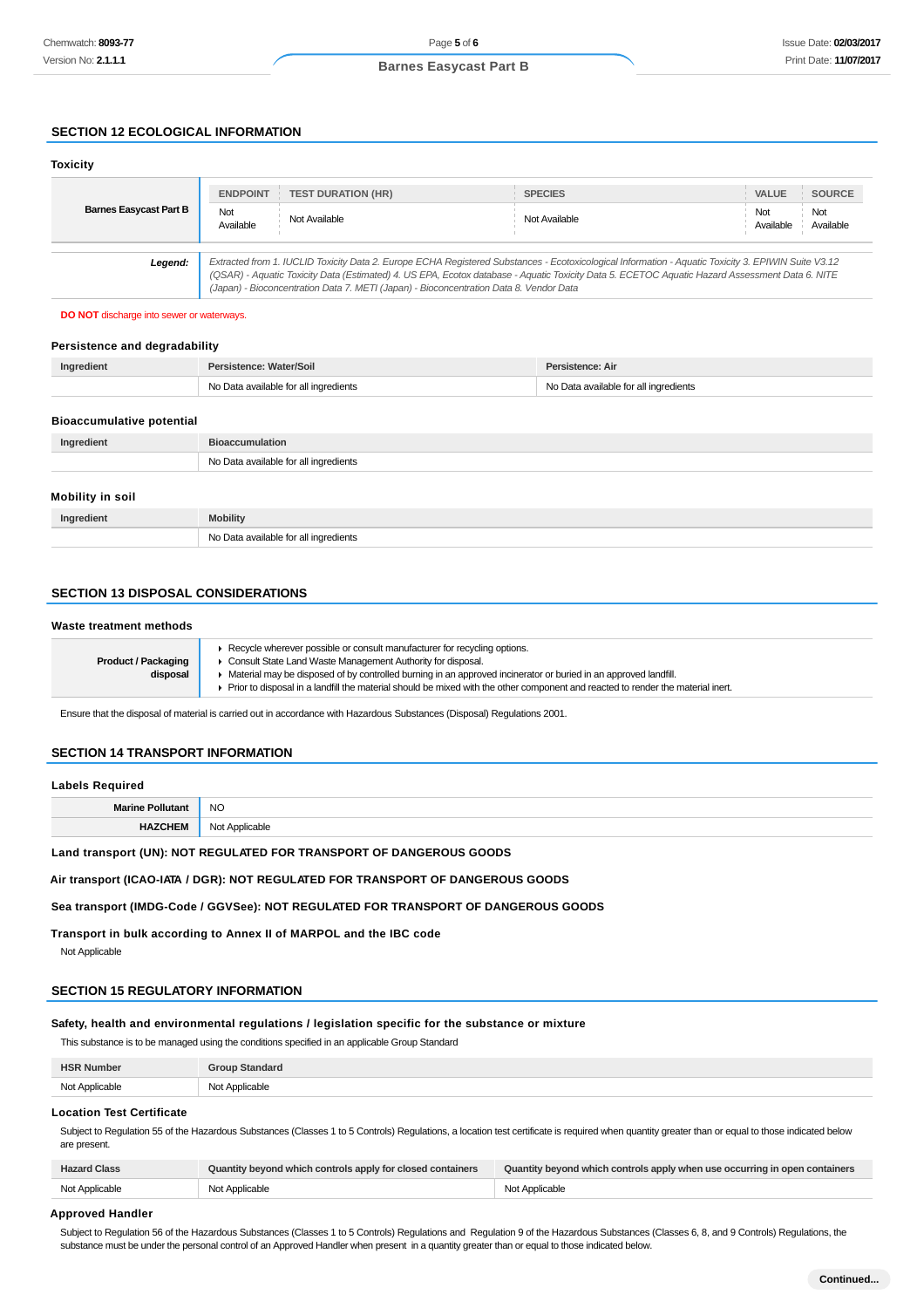## SECTION 12 ECOLOGICAL INFORMATION

### Toxicity

| | ENDPOINT | TEST DURATION (HR) | SPECIES | VALUE | SOURCE |
|---|---|---|---|---|---|
| **Barnes Easycast Part B** | Not Available | Not Available | Not Available | Not Available | Not Available |

| | |
|---|---|
| ***Legend:*** | *Extracted from 1. IUCLID Toxicity Data 2. Europe ECHA Registered Substances - Ecotoxicological Information - Aquatic Toxicity 3. EPIWIN Suite V3.12 (QSAR) - Aquatic Toxicity Data (Estimated) 4. US EPA, Ecotox database - Aquatic Toxicity Data 5. ECETOC Aquatic Hazard Assessment Data 6. NITE (Japan) - Bioconcentration Data 7. METI (Japan) - Bioconcentration Data 8. Vendor Data* |

**DO NOT** discharge into sewer or waterways.

### Persistence and degradability

| Ingredient | Persistence: Water/Soil | Persistence: Air |
|---|---|---|
| | No Data available for all ingredients | No Data available for all ingredients |

### Bioaccumulative potential

| Ingredient | Bioaccumulation |
|---|---|
| | No Data available for all ingredients |

### Mobility in soil

| Ingredient | Mobility |
|---|---|
| | No Data available for all ingredients |

## SECTION 13 DISPOSAL CONSIDERATIONS

### Waste treatment methods

| | |
|---|---|
| **Product / Packaging disposal** | ▸ Recycle wherever possible or consult manufacturer for recycling options.<br>▸ Consult State Land Waste Management Authority for disposal.<br>▸ Material may be disposed of by controlled burning in an approved incinerator or buried in an approved landfill.<br>▸ Prior to disposal in a landfill the material should be mixed with the other component and reacted to render the material inert. |

Ensure that the disposal of material is carried out in accordance with Hazardous Substances (Disposal) Regulations 2001.

## SECTION 14 TRANSPORT INFORMATION

### Labels Required

| | |
|---|---|
| **Marine Pollutant** | NO |
| **HAZCHEM** | Not Applicable |

**Land transport (UN): NOT REGULATED FOR TRANSPORT OF DANGEROUS GOODS**

**Air transport (ICAO-IATA / DGR): NOT REGULATED FOR TRANSPORT OF DANGEROUS GOODS**

**Sea transport (IMDG-Code / GGVSee): NOT REGULATED FOR TRANSPORT OF DANGEROUS GOODS**

**Transport in bulk according to Annex II of MARPOL and the IBC code**

Not Applicable

## SECTION 15 REGULATORY INFORMATION

### Safety, health and environmental regulations / legislation specific for the substance or mixture

This substance is to be managed using the conditions specified in an applicable Group Standard

| HSR Number | Group Standard |
|---|---|
| Not Applicable | Not Applicable |

### Location Test Certificate

Subject to Regulation 55 of the Hazardous Substances (Classes 1 to 5 Controls) Regulations, a location test certificate is required when quantity greater than or equal to those indicated below are present.

| Hazard Class | Quantity beyond which controls apply for closed containers | Quantity beyond which controls apply when use occurring in open containers |
|---|---|---|
| Not Applicable | Not Applicable | Not Applicable |

### Approved Handler

Subject to Regulation 56 of the Hazardous Substances (Classes 1 to 5 Controls) Regulations and Regulation 9 of the Hazardous Substances (Classes 6, 8, and 9 Controls) Regulations, the substance must be under the personal control of an Approved Handler when present in a quantity greater than or equal to those indicated below.

Continued...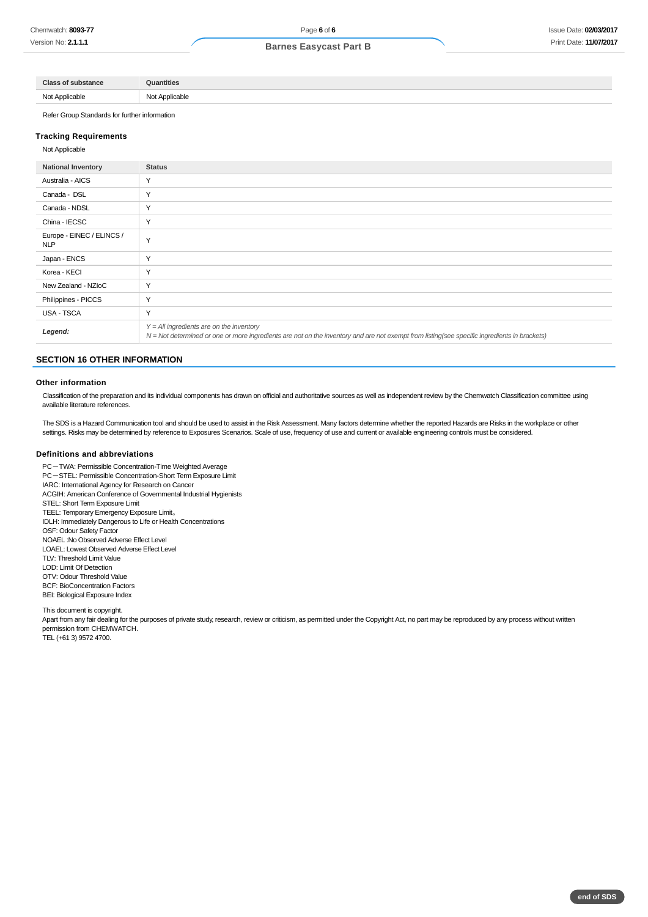| Class of substance | Quantities |
| --- | --- |
| Not Applicable | Not Applicable |

Refer Group Standards for further information

### Tracking Requirements

Not Applicable

| National Inventory | Status |
| --- | --- |
| Australia - AICS | Y |
| Canada - DSL | Y |
| Canada - NDSL | Y |
| China - IECSC | Y |
| Europe - EINEC / ELINCS / NLP | Y |
| Japan - ENCS | Y |
| Korea - KECI | Y |
| New Zealand - NZIoC | Y |
| Philippines - PICCS | Y |
| USA - TSCA | Y |
| ***Legend:*** | *Y = All ingredients are on the inventory*<br>*N = Not determined or one or more ingredients are not on the inventory and are not exempt from listing(see specific ingredients in brackets)* |

## SECTION 16 OTHER INFORMATION

### Other information

Classification of the preparation and its individual components has drawn on official and authoritative sources as well as independent review by the Chemwatch Classification committee using available literature references.

The SDS is a Hazard Communication tool and should be used to assist in the Risk Assessment. Many factors determine whether the reported Hazards are Risks in the workplace or other settings. Risks may be determined by reference to Exposures Scenarios. Scale of use, frequency of use and current or available engineering controls must be considered.

### Definitions and abbreviations

PC－TWA: Permissible Concentration-Time Weighted Average
PC－STEL: Permissible Concentration-Short Term Exposure Limit
IARC: International Agency for Research on Cancer
ACGIH: American Conference of Governmental Industrial Hygienists
STEL: Short Term Exposure Limit
TEEL: Temporary Emergency Exposure Limit。
IDLH: Immediately Dangerous to Life or Health Concentrations
OSF: Odour Safety Factor
NOAEL :No Observed Adverse Effect Level
LOAEL: Lowest Observed Adverse Effect Level
TLV: Threshold Limit Value
LOD: Limit Of Detection
OTV: Odour Threshold Value
BCF: BioConcentration Factors
BEI: Biological Exposure Index

This document is copyright.
Apart from any fair dealing for the purposes of private study, research, review or criticism, as permitted under the Copyright Act, no part may be reproduced by any process without written permission from CHEMWATCH.
TEL (+61 3) 9572 4700.

end of SDS